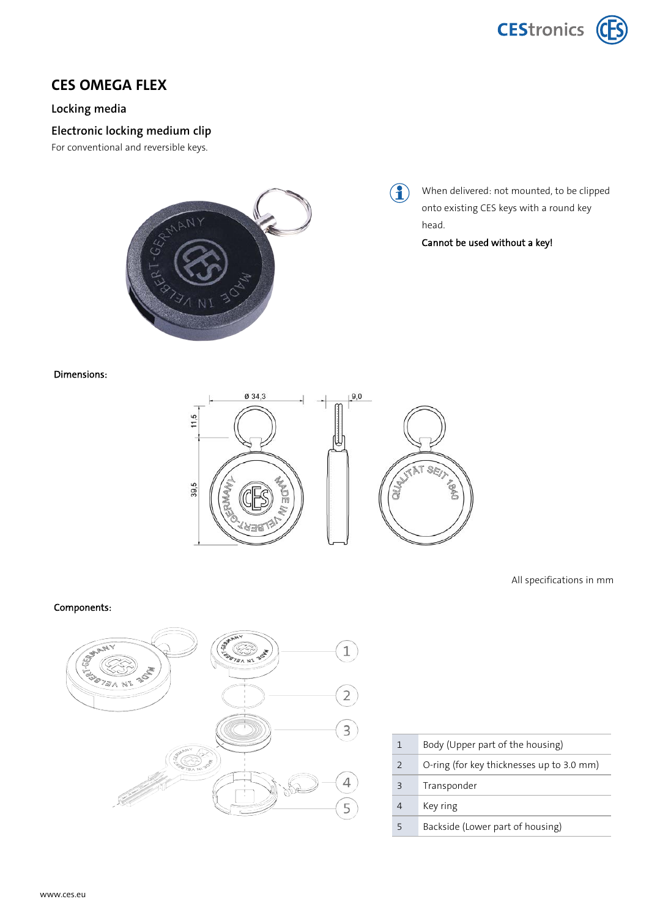# CES OMEGA FLEX

## Locking media

### Electronic locking medium clip

For conventional and reversible keys.

When delivered: not mounted, to be clipped onto existing CES keys with a round key head.

**Cannot be used without a key!**

**Dimensions:**

All specifications in mm

**Components:**

| | |
|---|---|
| 1 | Body (Upper part of the housing) |
| 2 | O-ring (for key thicknesses up to 3.0 mm) |
| 3 | Transponder |
| 4 | Key ring |
| 5 | Backside (Lower part of housing) |

www.ces.eu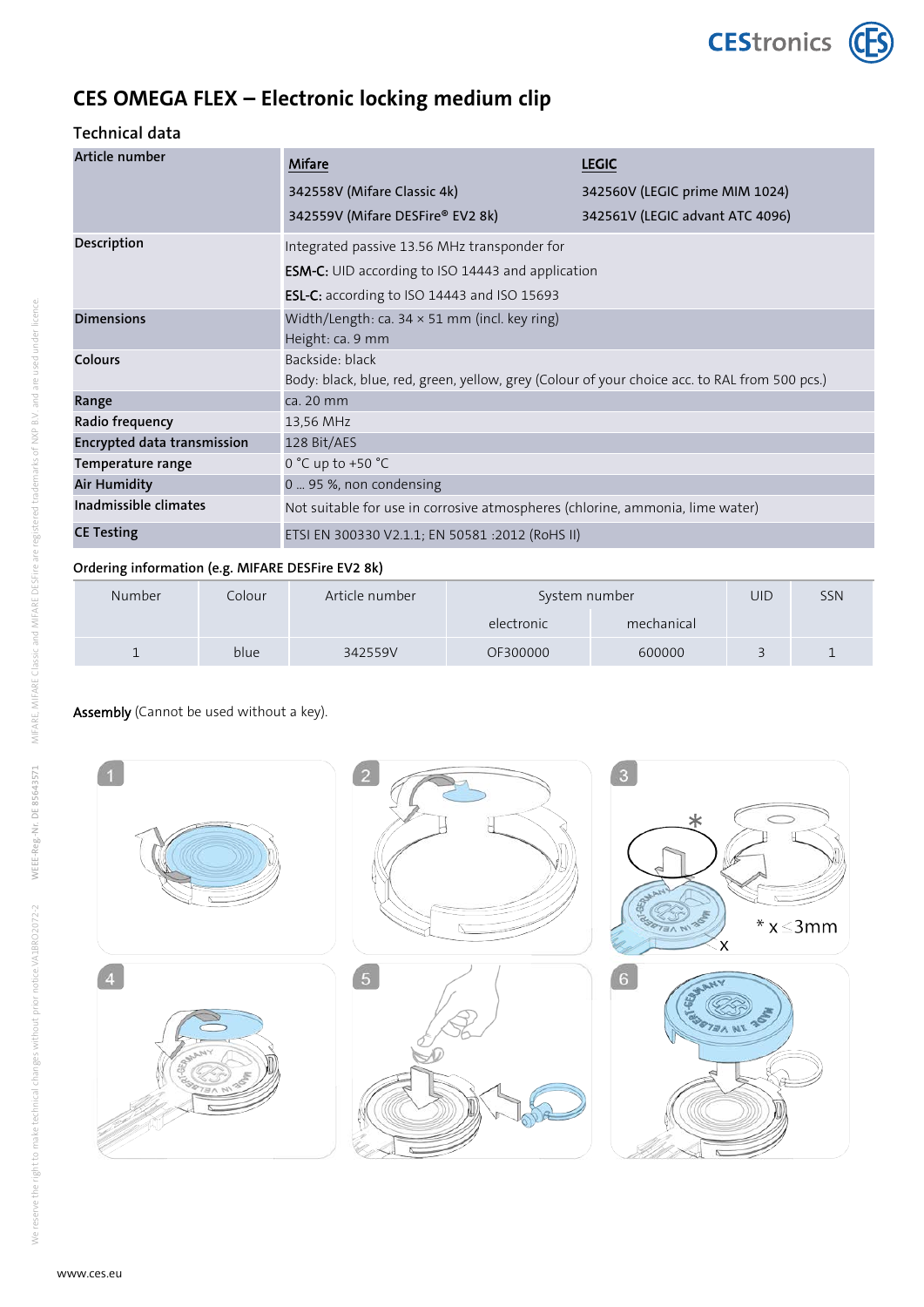# CES OMEGA FLEX – Electronic locking medium clip

## Technical data

| | | |
|---|---|---|
| **Article number** | Mifare<br>342558V (Mifare Classic 4k)<br>342559V (Mifare DESFire® EV2 8k) | LEGIC<br>342560V (LEGIC prime MIM 1024)<br>342561V (LEGIC advant ATC 4096) |
| **Description** | Integrated passive 13.56 MHz transponder for<br>**ESM-C:** UID according to ISO 14443 and application<br>**ESL-C:** according to ISO 14443 and ISO 15693 | |
| **Dimensions** | Width/Length: ca. 34 × 51 mm (incl. key ring)<br>Height: ca. 9 mm | |
| **Colours** | Backside: black<br>Body: black, blue, red, green, yellow, grey (Colour of your choice acc. to RAL from 500 pcs.) | |
| **Range** | ca. 20 mm | |
| **Radio frequency** | 13,56 MHz | |
| **Encrypted data transmission** | 128 Bit/AES | |
| **Temperature range** | 0 °C up to +50 °C | |
| **Air Humidity** | 0 ... 95 %, non condensing | |
| **Inadmissible climates** | Not suitable for use in corrosive atmospheres (chlorine, ammonia, lime water) | |
| **CE Testing** | ETSI EN 300330 V2.1.1; EN 50581 :2012 (RoHS II) | |

**Ordering information (e.g. MIFARE DESFire EV2 8k)**

| Number | Colour | Article number | System number | | UID | SSN |
|---|---|---|---|---|---|---|
| | | | electronic | mechanical | | |
| 1 | blue | 342559V | OF300000 | 600000 | 3 | 1 |

**Assembly** (Cannot be used without a key).

1

2

3

* x < 3mm

x

4

5

6

www.ces.eu